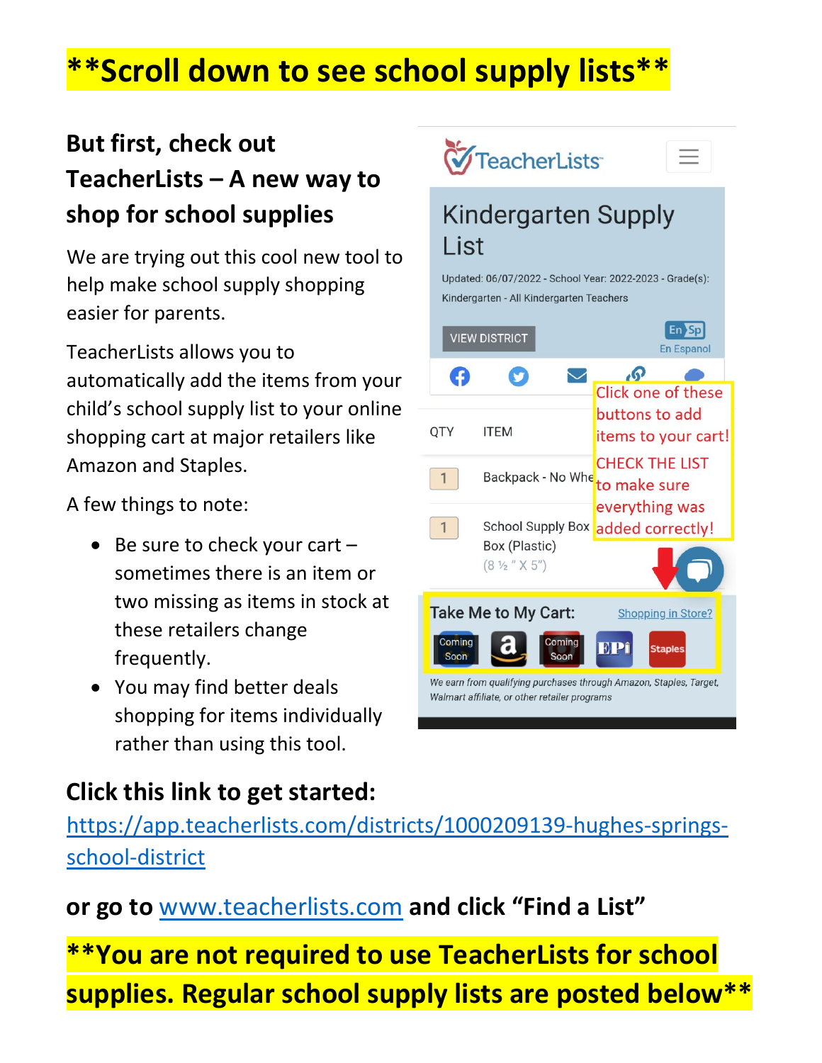**Scroll down to see school supply lists**

## But first, check out TeacherLists – A new way to shop for school supplies

We are trying out this cool new tool to help make school supply shopping easier for parents.

TeacherLists allows you to automatically add the items from your child's school supply list to your online shopping cart at major retailers like Amazon and Staples.

A few things to note:

- Be sure to check your cart – sometimes there is an item or two missing as items in stock at these retailers change frequently.
- You may find better deals shopping for items individually rather than using this tool.

TeacherLists

Kindergarten Supply List

Updated: 06/07/2022 - School Year: 2022-2023 - Grade(s): Kindergarten - All Kindergarten Teachers

VIEW DISTRICT

En Sp
En Espanol

Click one of these buttons to add items to your cart! CHECK THE LIST to make sure everything was added correctly!

| QTY | ITEM |
|---|---|
| 1 | Backpack - No Whe |
| 1 | School Supply Box Box (Plastic) (8 ½ " X 5") |

Take Me to My Cart: Shopping in Store?

Coming Soon | a | Coming Soon | EPi | Staples

*We earn from qualifying purchases through Amazon, Staples, Target, Walmart affiliate, or other retailer programs*

**Click this link to get started:**

https://app.teacherlists.com/districts/1000209139-hughes-springs-school-district

**or go to** www.teacherlists.com **and click "Find a List"**

**You are not required to use TeacherLists for school supplies. Regular school supply lists are posted below**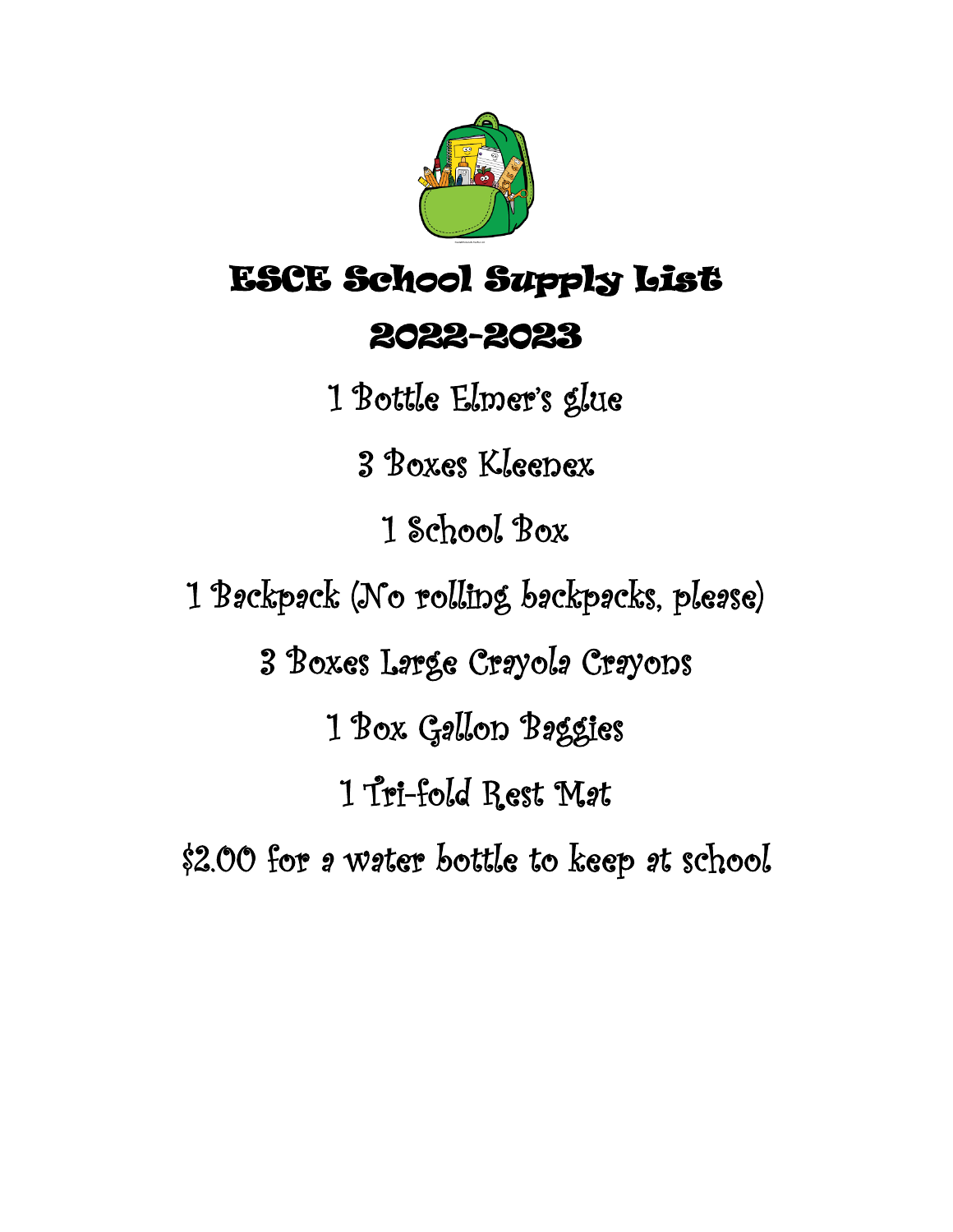# ESCE School Supply List

## 2022-2023

1 Bottle Elmer's glue

3 Boxes Kleenex

1 School Box

1 Backpack (No rolling backpacks, please)

3 Boxes Large Crayola Crayons

1 Box Gallon Baggies

1 Tri-fold Rest Mat

$2.00 for a water bottle to keep at school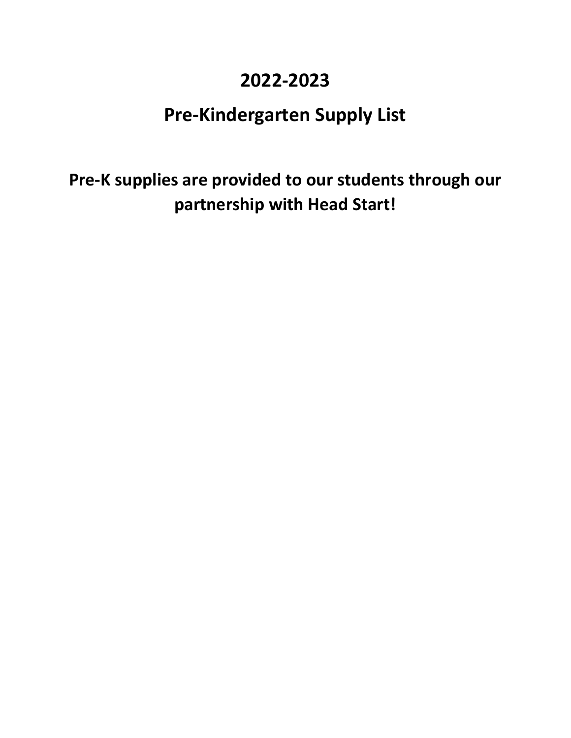# 2022-2023

# Pre-Kindergarten Supply List

## Pre-K supplies are provided to our students through our partnership with Head Start!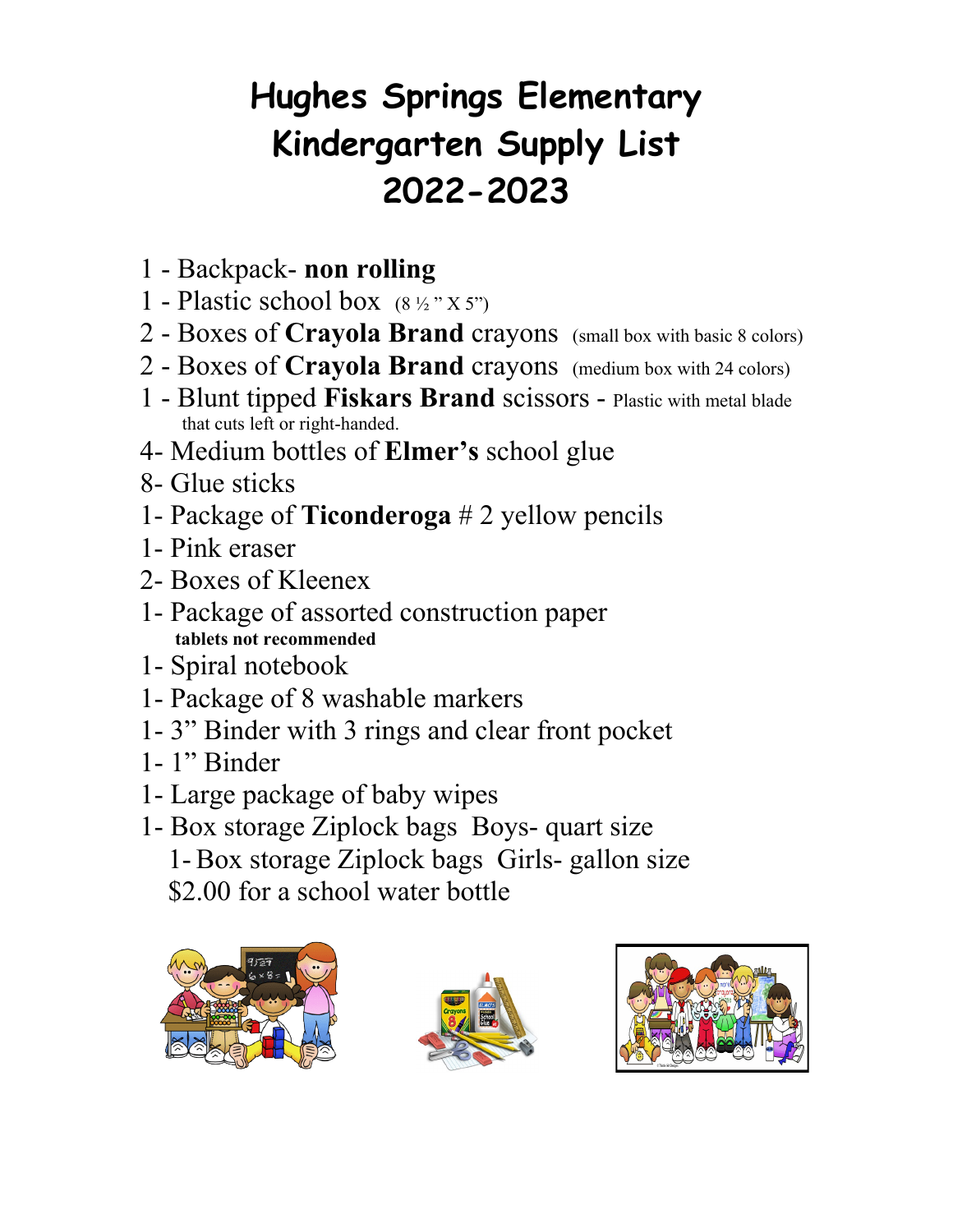# Hughes Springs Elementary
# Kindergarten Supply List
# 2022-2023

1 - Backpack- **non rolling**
1 - Plastic school box (8 ½ " X 5")
2 - Boxes of **Crayola Brand** crayons (small box with basic 8 colors)
2 - Boxes of **Crayola Brand** crayons (medium box with 24 colors)
1 - Blunt tipped **Fiskars Brand** scissors - Plastic with metal blade that cuts left or right-handed.
4- Medium bottles of **Elmer's** school glue
8- Glue sticks
1- Package of **Ticonderoga** # 2 yellow pencils
1- Pink eraser
2- Boxes of Kleenex
1- Package of assorted construction paper
**tablets not recommended**
1- Spiral notebook
1- Package of 8 washable markers
1- 3" Binder with 3 rings and clear front pocket
1- 1" Binder
1- Large package of baby wipes
1- Box storage Ziplock bags Boys- quart size
1- Box storage Ziplock bags Girls- gallon size
$2.00 for a school water bottle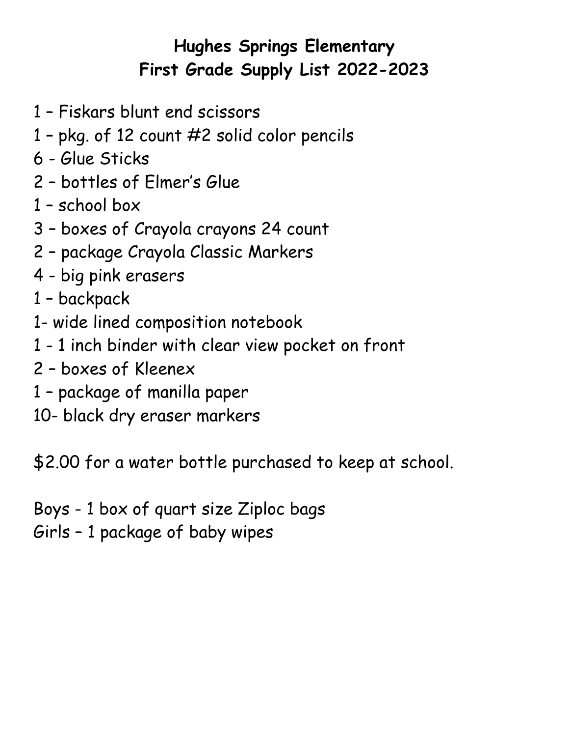# Hughes Springs Elementary
# First Grade Supply List 2022-2023

1 – Fiskars blunt end scissors
1 – pkg. of 12 count #2 solid color pencils
6 - Glue Sticks
2 – bottles of Elmer's Glue
1 – school box
3 – boxes of Crayola crayons 24 count
2 – package Crayola Classic Markers
4 - big pink erasers
1 – backpack
1- wide lined composition notebook
1 - 1 inch binder with clear view pocket on front
2 – boxes of Kleenex
1 – package of manilla paper
10- black dry eraser markers

$2.00 for a water bottle purchased to keep at school.

Boys - 1 box of quart size Ziploc bags
Girls – 1 package of baby wipes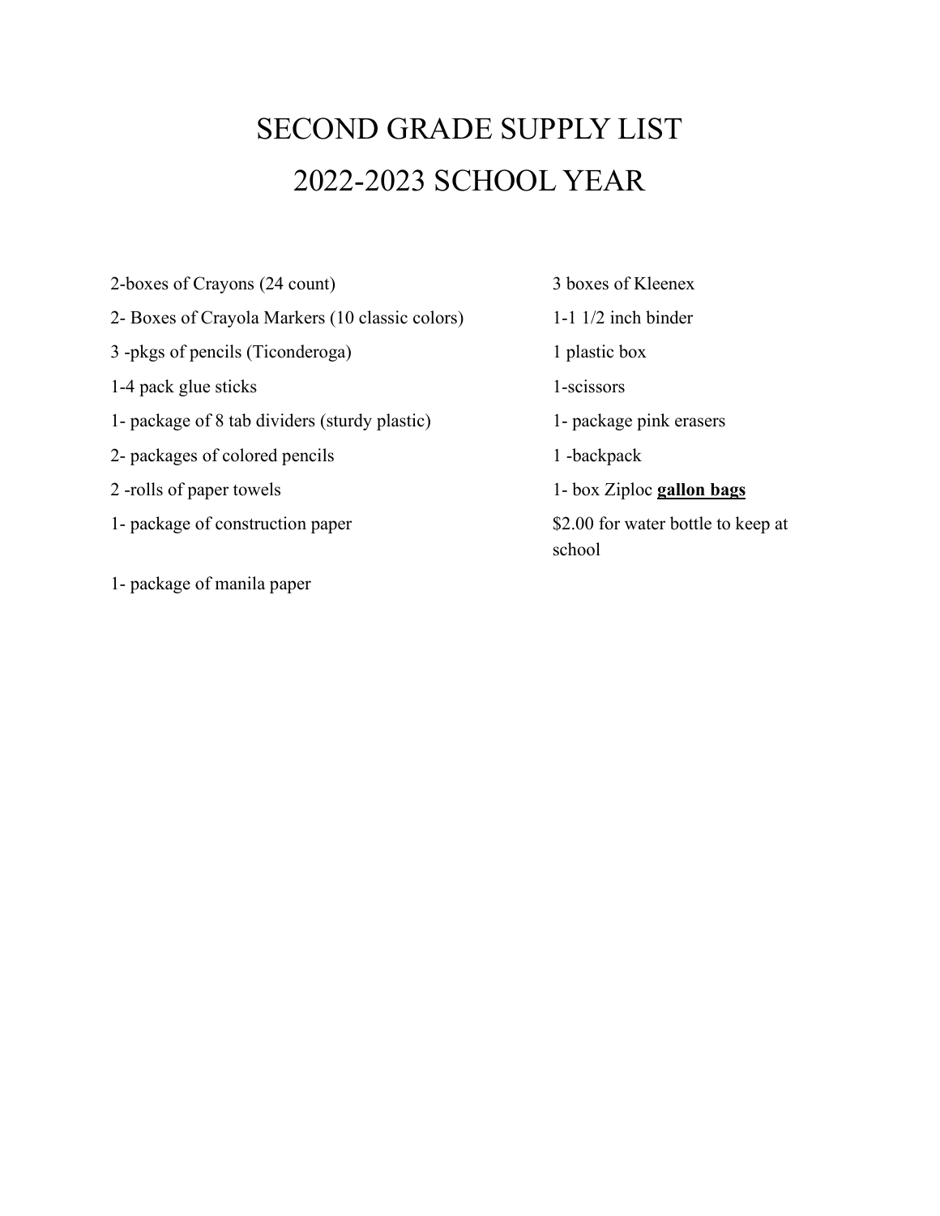# SECOND GRADE SUPPLY LIST
# 2022-2023 SCHOOL YEAR

2-boxes of Crayons (24 count)

2- Boxes of Crayola Markers (10 classic colors)

3 -pkgs of pencils (Ticonderoga)

1-4 pack glue sticks

1- package of 8 tab dividers (sturdy plastic)

2- packages of colored pencils

2 -rolls of paper towels

1- package of construction paper

1- package of manila paper

3 boxes of Kleenex

1-1 1/2 inch binder

1 plastic box

1-scissors

1- package pink erasers

1 -backpack

1- box Ziploc **gallon bags**

$2.00 for water bottle to keep at school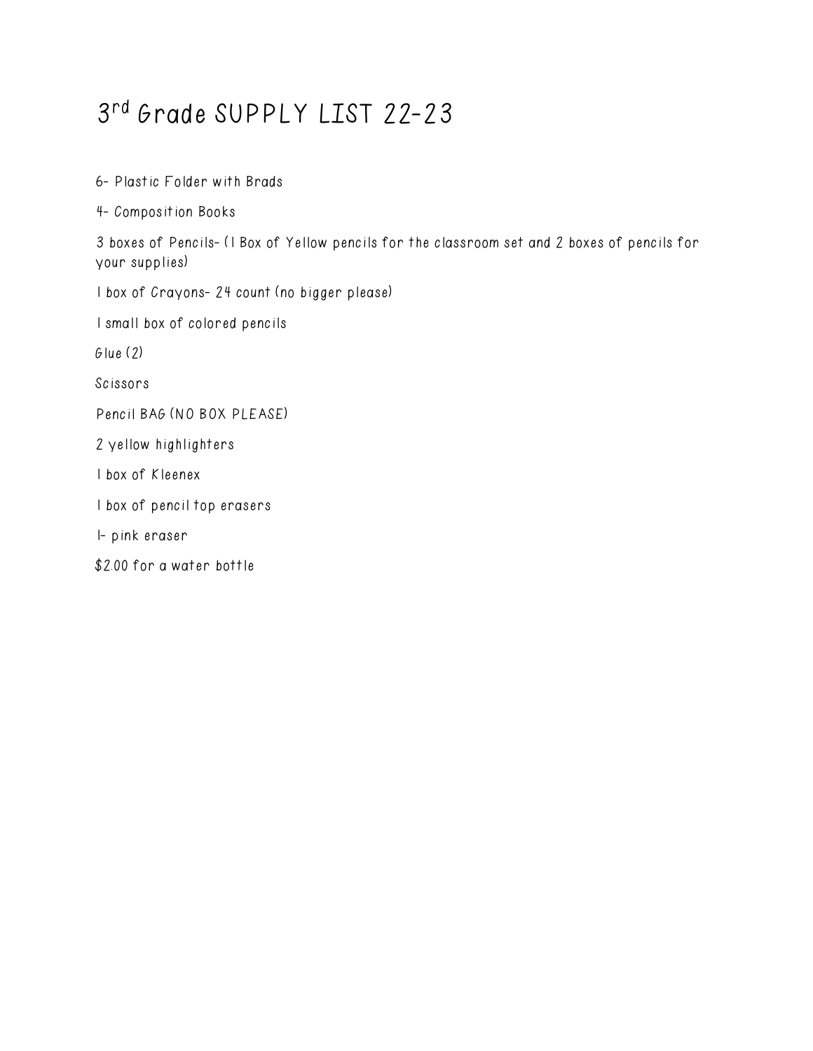# 3rd Grade SUPPLY LIST 22-23

6- Plastic Folder with Brads

4- Composition Books

3 boxes of Pencils- (1 Box of Yellow pencils for the classroom set and 2 boxes of pencils for your supplies)

1 box of Crayons- 24 count (no bigger please)

1 small box of colored pencils

Glue (2)

Scissors

Pencil BAG (NO BOX PLEASE)

2 yellow highlighters

1 box of Kleenex

1 box of pencil top erasers

1- pink eraser

$2.00 for a water bottle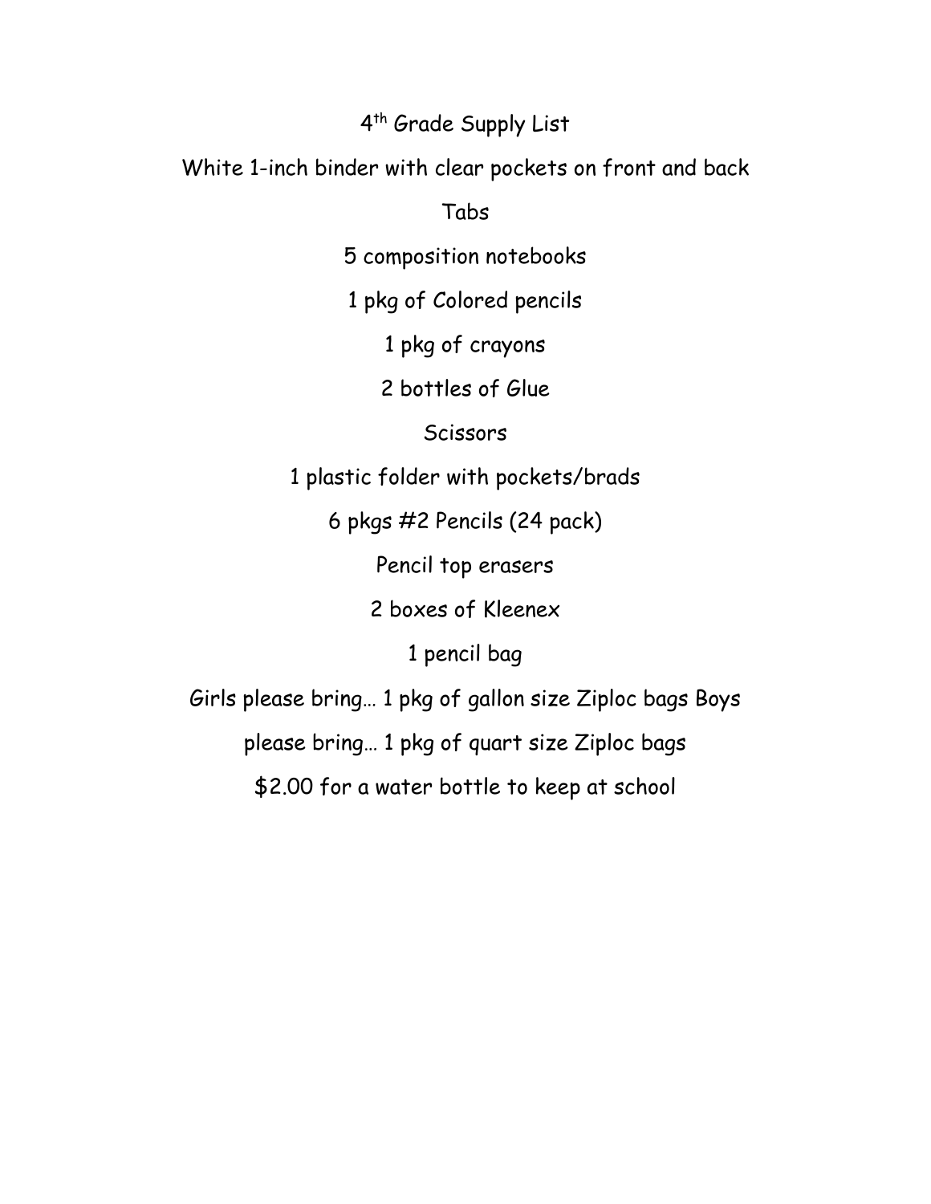# 4th Grade Supply List

White 1-inch binder with clear pockets on front and back

Tabs

5 composition notebooks

1 pkg of Colored pencils

1 pkg of crayons

2 bottles of Glue

Scissors

1 plastic folder with pockets/brads

6 pkgs #2 Pencils (24 pack)

Pencil top erasers

2 boxes of Kleenex

1 pencil bag

Girls please bring… 1 pkg of gallon size Ziploc bags Boys

please bring… 1 pkg of quart size Ziploc bags

$2.00 for a water bottle to keep at school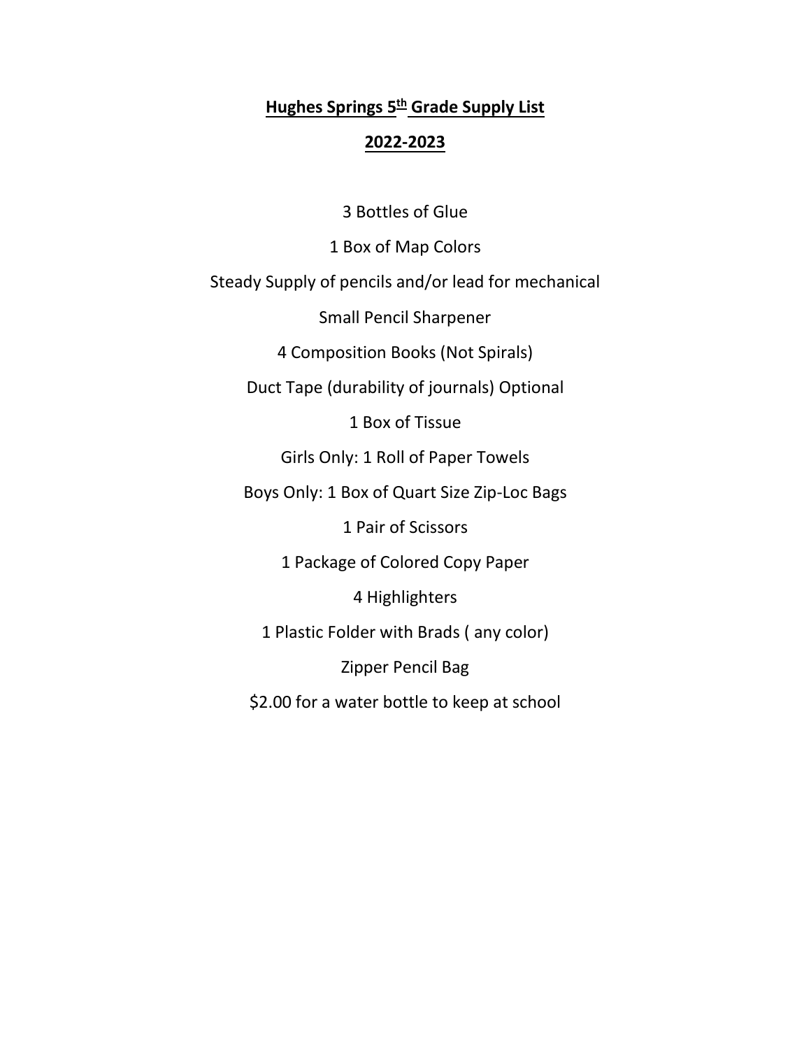# **Hughes Springs 5th Grade Supply List**

## **2022-2023**

3 Bottles of Glue

1 Box of Map Colors

Steady Supply of pencils and/or lead for mechanical

Small Pencil Sharpener

4 Composition Books (Not Spirals)

Duct Tape (durability of journals) Optional

1 Box of Tissue

Girls Only: 1 Roll of Paper Towels

Boys Only: 1 Box of Quart Size Zip-Loc Bags

1 Pair of Scissors

1 Package of Colored Copy Paper

4 Highlighters

1 Plastic Folder with Brads ( any color)

Zipper Pencil Bag

$2.00 for a water bottle to keep at school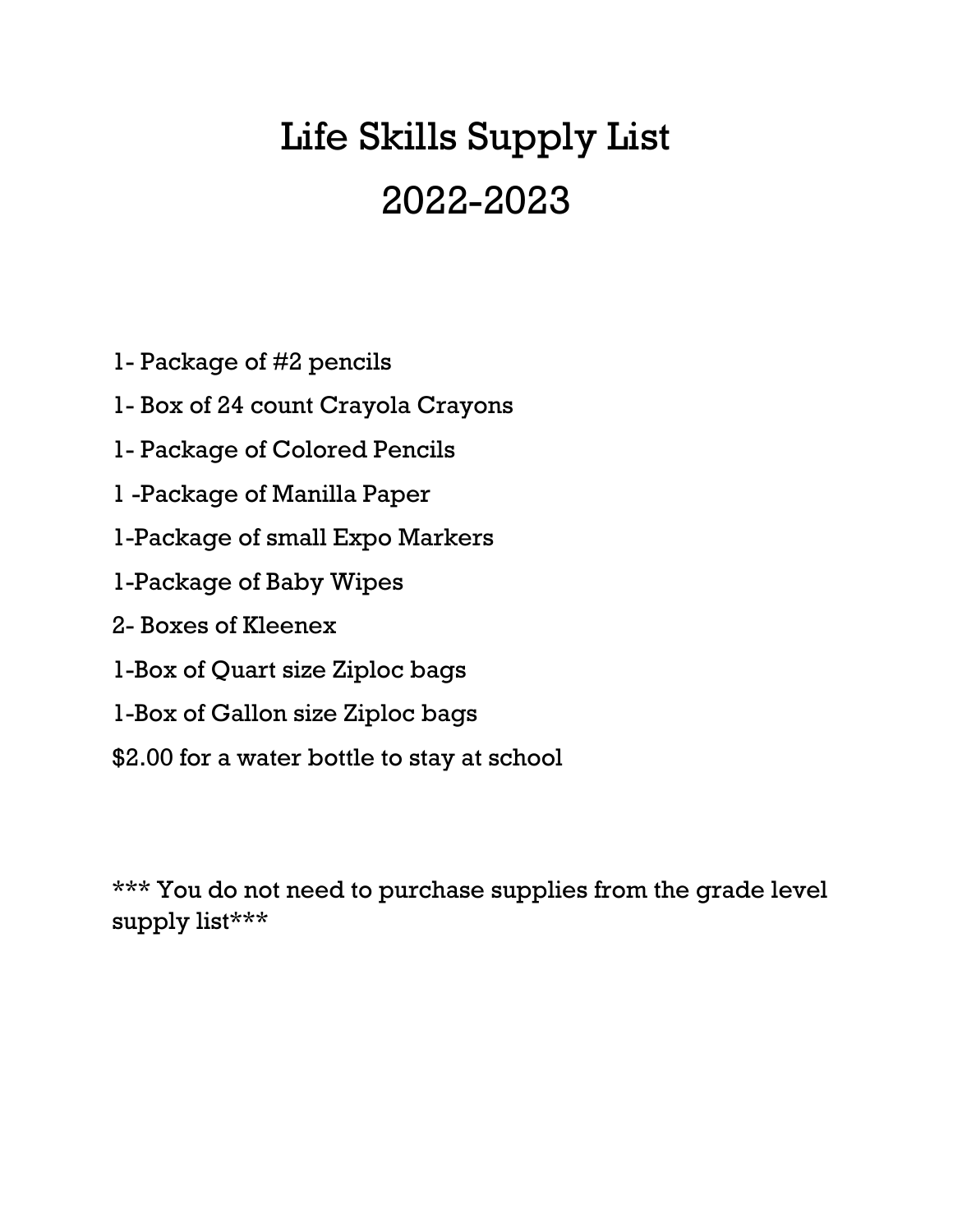# Life Skills Supply List
# 2022-2023

1- Package of #2 pencils

1- Box of 24 count Crayola Crayons

1- Package of Colored Pencils

1 -Package of Manilla Paper

1-Package of small Expo Markers

1-Package of Baby Wipes

2- Boxes of Kleenex

1-Box of Quart size Ziploc bags

1-Box of Gallon size Ziploc bags

$2.00 for a water bottle to stay at school

*** You do not need to purchase supplies from the grade level supply list***